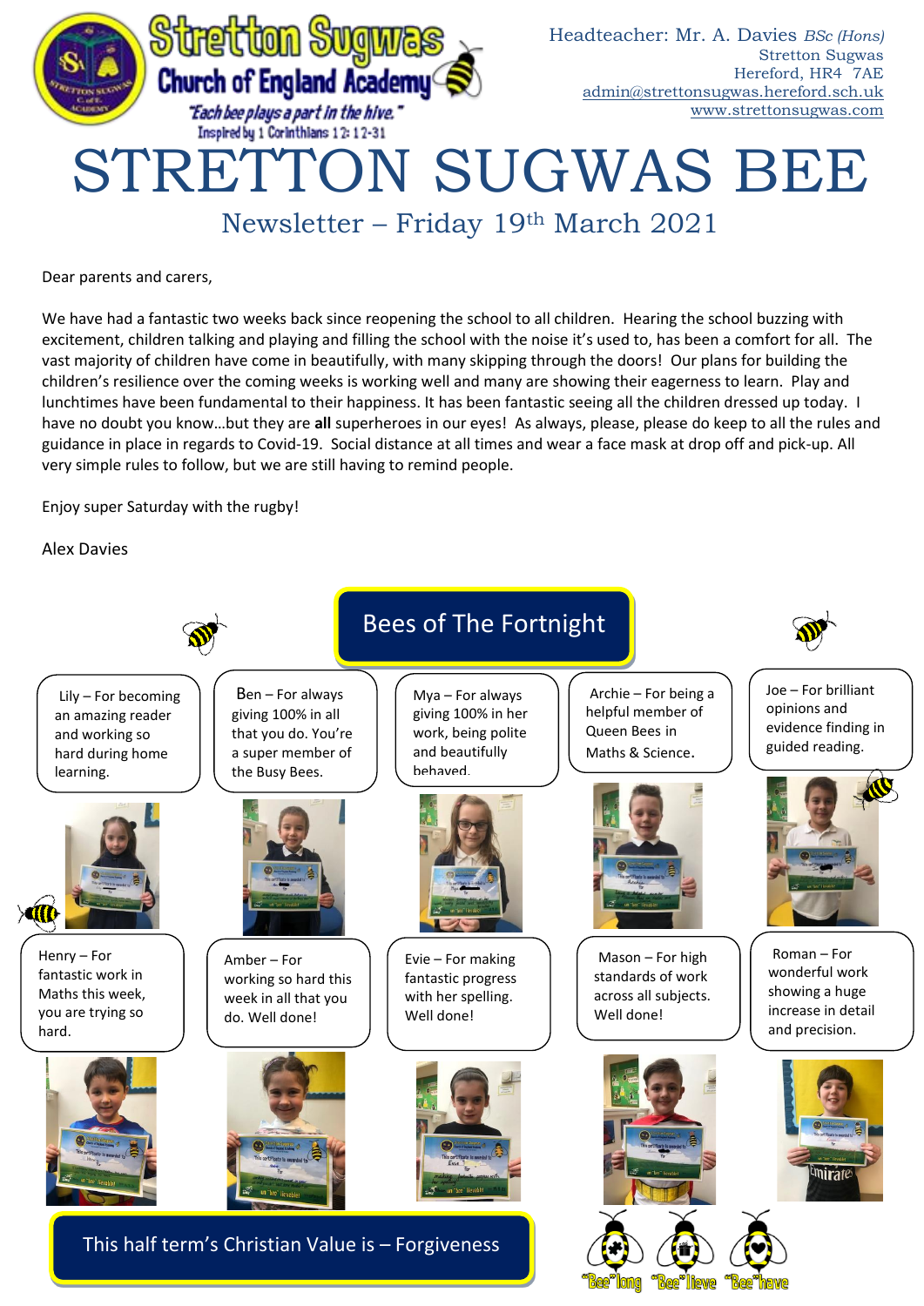Stretton Sugwas Church of England Academy

*"Each bee plays a part in the hive."*
Inspired by 1 Corinthians 12: 12-31

Headteacher: Mr. A. Davies *BSc (Hons)*
Stretton Sugwas
Hereford, HR4 7AE
admin@strettonsugwas.hereford.sch.uk
www.strettonsugwas.com

# STRETTON SUGWAS BEE

## Newsletter – Friday 19th March 2021

Dear parents and carers,

We have had a fantastic two weeks back since reopening the school to all children. Hearing the school buzzing with excitement, children talking and playing and filling the school with the noise it's used to, has been a comfort for all. The vast majority of children have come in beautifully, with many skipping through the doors! Our plans for building the children's resilience over the coming weeks is working well and many are showing their eagerness to learn. Play and lunchtimes have been fundamental to their happiness. It has been fantastic seeing all the children dressed up today. I have no doubt you know…but they are **all** superheroes in our eyes! As always, please, please do keep to all the rules and guidance in place in regards to Covid-19. Social distance at all times and wear a face mask at drop off and pick-up. All very simple rules to follow, but we are still having to remind people.

Enjoy super Saturday with the rugby!

Alex Davies

## Bees of The Fortnight

Lily – For becoming an amazing reader and working so hard during home learning.

Ben – For always giving 100% in all that you do. You're a super member of the Busy Bees.

Mya – For always giving 100% in her work, being polite and beautifully behaved.

Archie – For being a helpful member of Queen Bees in Maths & Science.

Joe – For brilliant opinions and evidence finding in guided reading.

Henry – For fantastic work in Maths this week, you are trying so hard.

Amber – For working so hard this week in all that you do. Well done!

Evie – For making fantastic progress with her spelling. Well done!

Mason – For high standards of work across all subjects. Well done!

Roman – For wonderful work showing a huge increase in detail and precision.

## This half term's Christian Value is – Forgiveness

"Bee"long "Bee"lieve "Bee"have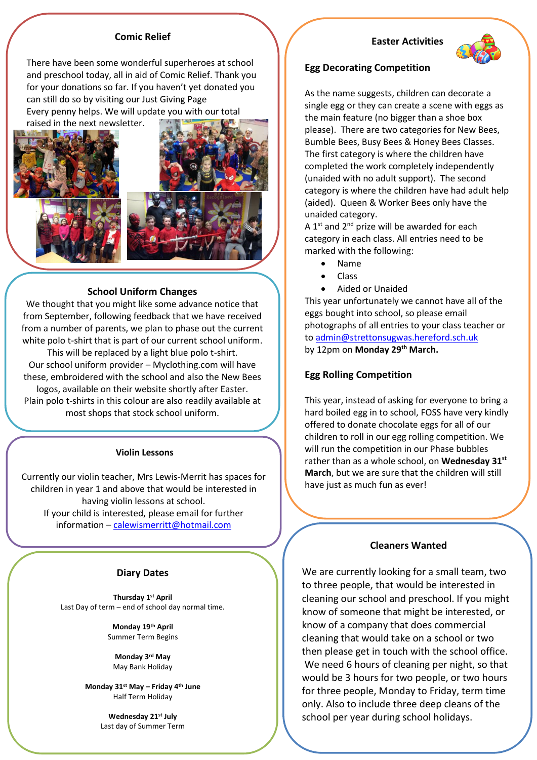## Comic Relief

There have been some wonderful superheroes at school and preschool today, all in aid of Comic Relief. Thank you for your donations so far. If you haven't yet donated you can still do so by visiting our Just Giving Page
Every penny helps. We will update you with our total raised in the next newsletter.

## School Uniform Changes

We thought that you might like some advance notice that from September, following feedback that we have received from a number of parents, we plan to phase out the current white polo t-shirt that is part of our current school uniform. This will be replaced by a light blue polo t-shirt. Our school uniform provider – Myclothing.com will have these, embroidered with the school and also the New Bees logos, available on their website shortly after Easter. Plain polo t-shirts in this colour are also readily available at most shops that stock school uniform.

## Violin Lessons

Currently our violin teacher, Mrs Lewis-Merrit has spaces for children in year 1 and above that would be interested in having violin lessons at school.
If your child is interested, please email for further information – calewismerritt@hotmail.com

## Diary Dates

**Thursday 1st April**
Last Day of term – end of school day normal time.

**Monday 19th April**
Summer Term Begins

**Monday 3rd May**
May Bank Holiday

**Monday 31st May – Friday 4th June**
Half Term Holiday

**Wednesday 21st July**
Last day of Summer Term

## Easter Activities

### Egg Decorating Competition

As the name suggests, children can decorate a single egg or they can create a scene with eggs as the main feature (no bigger than a shoe box please). There are two categories for New Bees, Bumble Bees, Busy Bees & Honey Bees Classes. The first category is where the children have completed the work completely independently (unaided with no adult support). The second category is where the children have had adult help (aided). Queen & Worker Bees only have the unaided category.
A 1st and 2nd prize will be awarded for each category in each class. All entries need to be marked with the following:

- Name
- Class
- Aided or Unaided

This year unfortunately we cannot have all of the eggs bought into school, so please email photographs of all entries to your class teacher or to admin@strettonsugwas.hereford.sch.uk by 12pm on **Monday 29th March.**

### Egg Rolling Competition

This year, instead of asking for everyone to bring a hard boiled egg in to school, FOSS have very kindly offered to donate chocolate eggs for all of our children to roll in our egg rolling competition. We will run the competition in our Phase bubbles rather than as a whole school, on **Wednesday 31st March**, but we are sure that the children will still have just as much fun as ever!

## Cleaners Wanted

We are currently looking for a small team, two to three people, that would be interested in cleaning our school and preschool. If you might know of someone that might be interested, or know of a company that does commercial cleaning that would take on a school or two then please get in touch with the school office. We need 6 hours of cleaning per night, so that would be 3 hours for two people, or two hours for three people, Monday to Friday, term time only. Also to include three deep cleans of the school per year during school holidays.